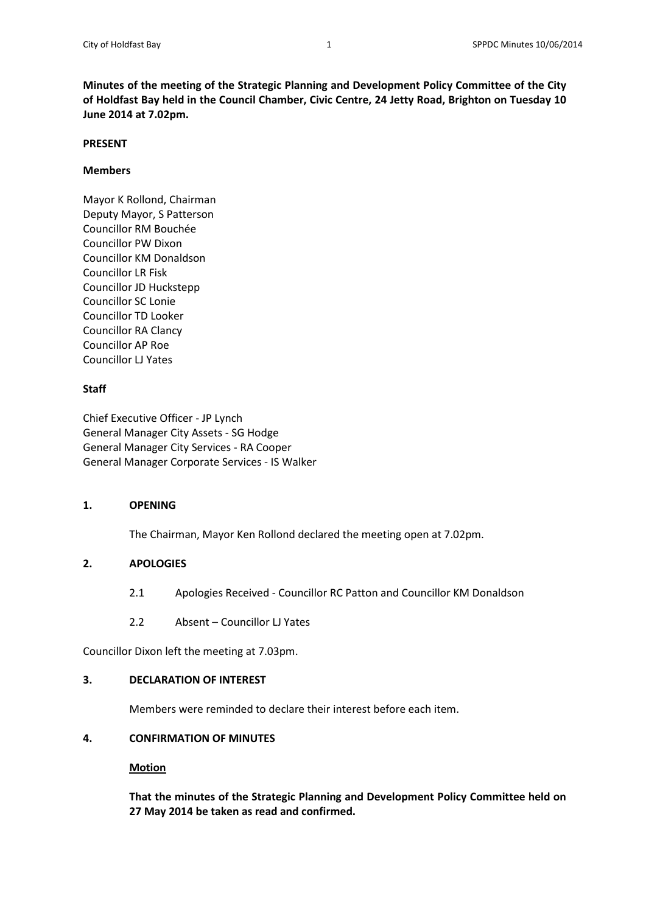**Minutes of the meeting of the Strategic Planning and Development Policy Committee of the City of Holdfast Bay held in the Council Chamber, Civic Centre, 24 Jetty Road, Brighton on Tuesday 10 June 2014 at 7.02pm.**

**PRESENT**

**Members**

Mayor K Rollond, Chairman
Deputy Mayor, S Patterson
Councillor RM Bouchée
Councillor PW Dixon
Councillor KM Donaldson
Councillor LR Fisk
Councillor JD Huckstepp
Councillor SC Lonie
Councillor TD Looker
Councillor RA Clancy
Councillor AP Roe
Councillor LJ Yates

**Staff**

Chief Executive Officer - JP Lynch
General Manager City Assets - SG Hodge
General Manager City Services - RA Cooper
General Manager Corporate Services - IS Walker

## 1. OPENING

The Chairman, Mayor Ken Rollond declared the meeting open at 7.02pm.

## 2. APOLOGIES

2.1 Apologies Received - Councillor RC Patton and Councillor KM Donaldson

2.2 Absent – Councillor LJ Yates

Councillor Dixon left the meeting at 7.03pm.

## 3. DECLARATION OF INTEREST

Members were reminded to declare their interest before each item.

## 4. CONFIRMATION OF MINUTES

**Motion**

**That the minutes of the Strategic Planning and Development Policy Committee held on 27 May 2014 be taken as read and confirmed.**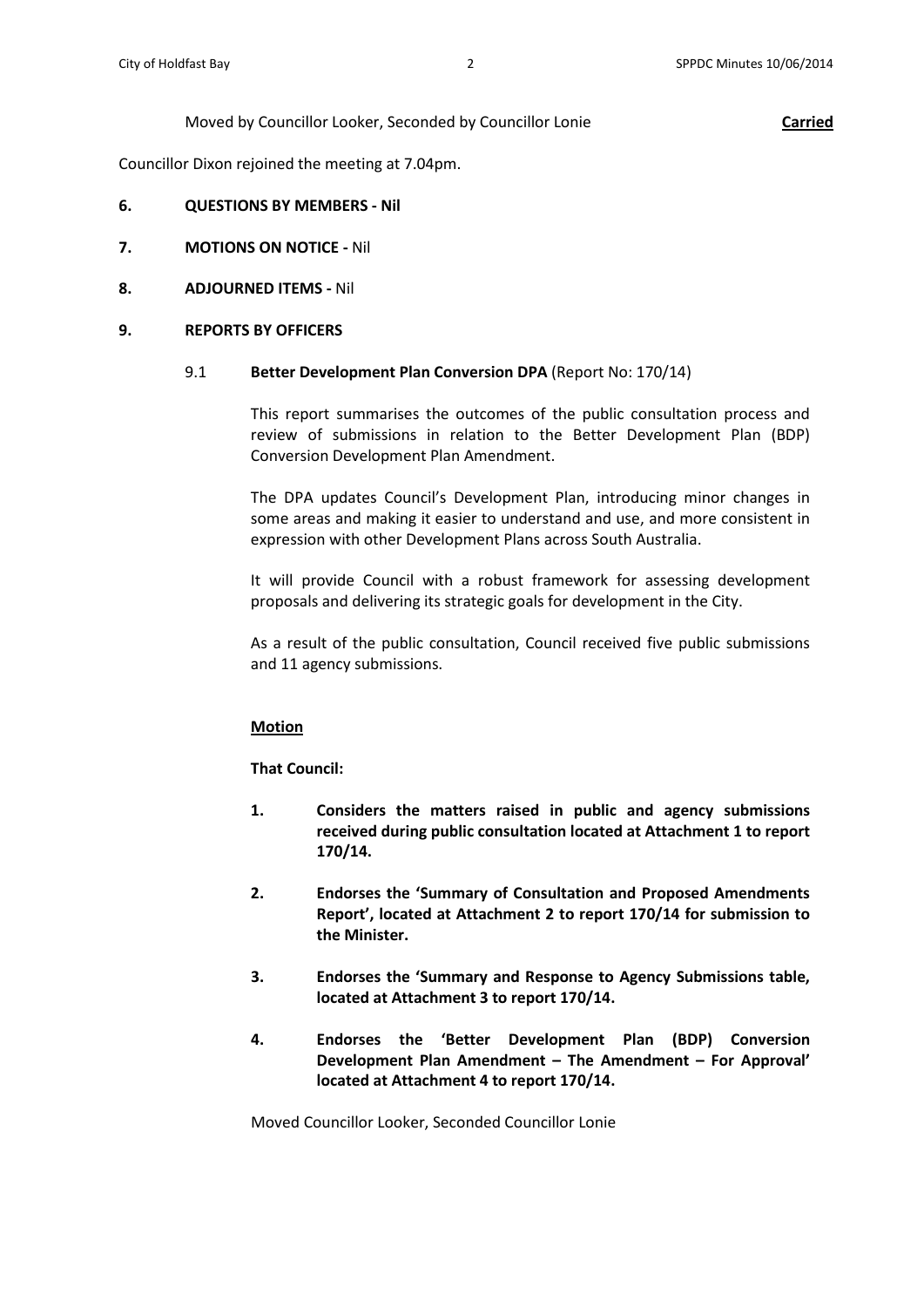Moved by Councillor Looker, Seconded by Councillor Lonie **Carried**

Councillor Dixon rejoined the meeting at 7.04pm.

**6. QUESTIONS BY MEMBERS - Nil**

**7. MOTIONS ON NOTICE -** Nil

**8. ADJOURNED ITEMS -** Nil

**9. REPORTS BY OFFICERS**

9.1 **Better Development Plan Conversion DPA** (Report No: 170/14)

This report summarises the outcomes of the public consultation process and review of submissions in relation to the Better Development Plan (BDP) Conversion Development Plan Amendment.

The DPA updates Council's Development Plan, introducing minor changes in some areas and making it easier to understand and use, and more consistent in expression with other Development Plans across South Australia.

It will provide Council with a robust framework for assessing development proposals and delivering its strategic goals for development in the City.

As a result of the public consultation, Council received five public submissions and 11 agency submissions.

**Motion**

**That Council:**

1. **Considers the matters raised in public and agency submissions received during public consultation located at Attachment 1 to report 170/14.**

2. **Endorses the 'Summary of Consultation and Proposed Amendments Report', located at Attachment 2 to report 170/14 for submission to the Minister.**

3. **Endorses the 'Summary and Response to Agency Submissions table, located at Attachment 3 to report 170/14.**

4. **Endorses the 'Better Development Plan (BDP) Conversion Development Plan Amendment – The Amendment – For Approval' located at Attachment 4 to report 170/14.**

Moved Councillor Looker, Seconded Councillor Lonie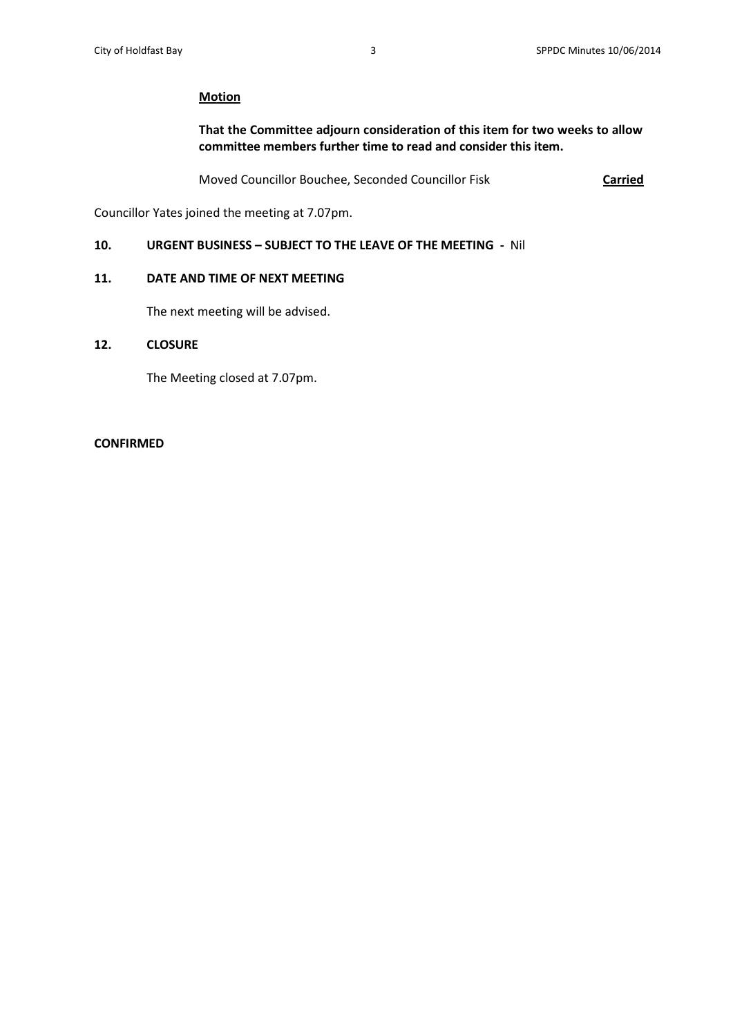**Motion**

**That the Committee adjourn consideration of this item for two weeks to allow committee members further time to read and consider this item.**

Moved Councillor Bouchee, Seconded Councillor Fisk **Carried**

Councillor Yates joined the meeting at 7.07pm.

**10. URGENT BUSINESS – SUBJECT TO THE LEAVE OF THE MEETING -** Nil

**11. DATE AND TIME OF NEXT MEETING**

The next meeting will be advised.

**12. CLOSURE**

The Meeting closed at 7.07pm.

**CONFIRMED**